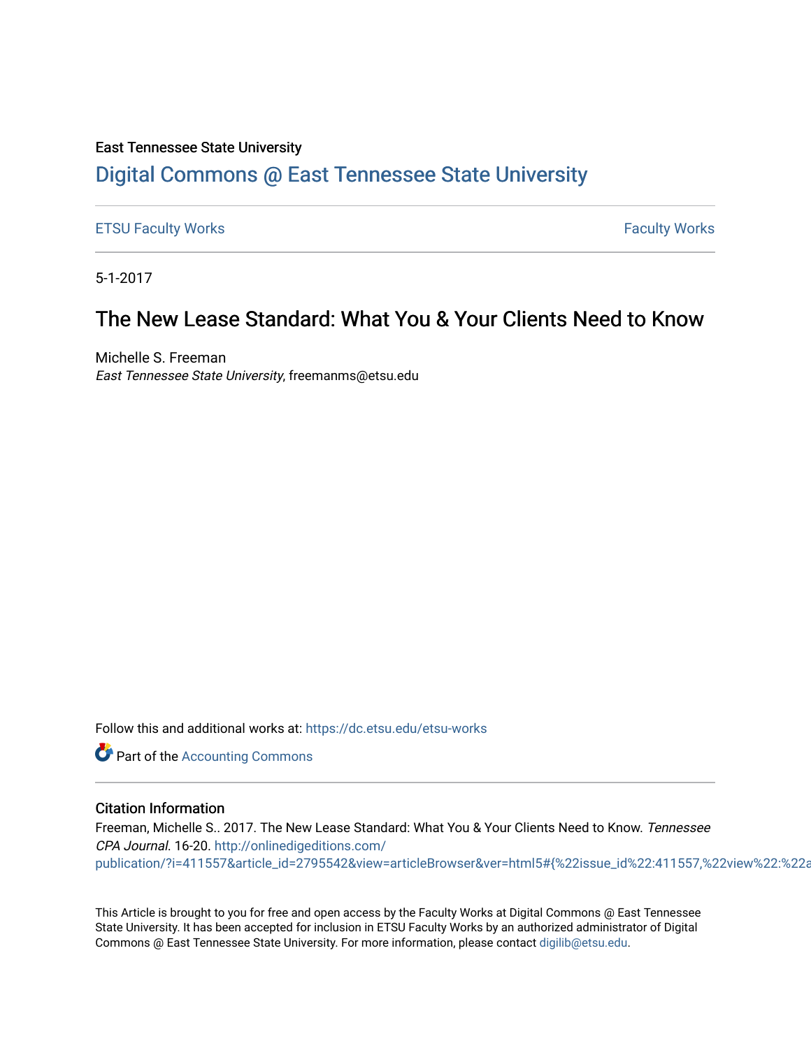East Tennessee State University

# Digital Commons @ East Tennessee State University

ETSU Faculty Works | Faculty Works

5-1-2017

## The New Lease Standard: What You & Your Clients Need to Know

Michelle S. Freeman
*East Tennessee State University*, freemanms@etsu.edu

Follow this and additional works at: https://dc.etsu.edu/etsu-works

Part of the Accounting Commons

### Citation Information

Freeman, Michelle S.. 2017. The New Lease Standard: What You & Your Clients Need to Know. *Tennessee CPA Journal*. 16-20. http://onlinedigeditions.com/publication/?i=411557&article_id=2795542&view=articleBrowser&ver=html5#{%22issue_id%22:411557,%22view%22:%22a

This Article is brought to you for free and open access by the Faculty Works at Digital Commons @ East Tennessee State University. It has been accepted for inclusion in ETSU Faculty Works by an authorized administrator of Digital Commons @ East Tennessee State University. For more information, please contact digilib@etsu.edu.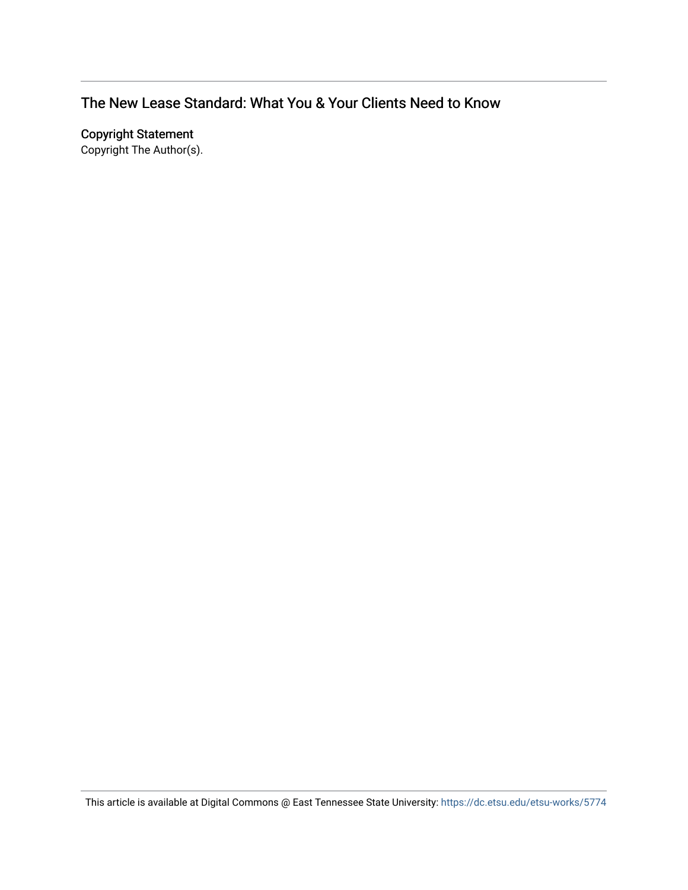## The New Lease Standard: What You & Your Clients Need to Know

**Copyright Statement**

Copyright The Author(s).

This article is available at Digital Commons @ East Tennessee State University: https://dc.etsu.edu/etsu-works/5774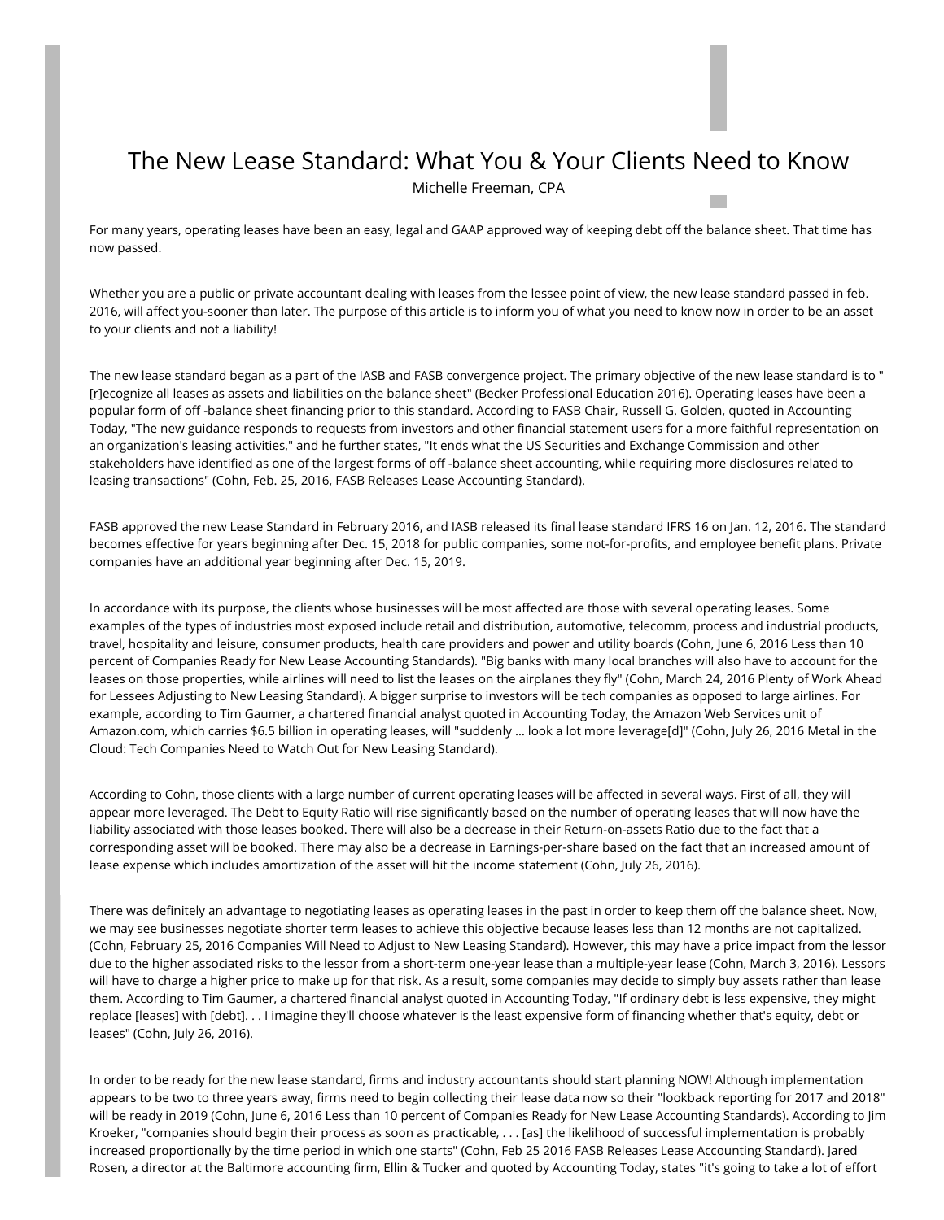# The New Lease Standard: What You & Your Clients Need to Know

Michelle Freeman, CPA

For many years, operating leases have been an easy, legal and GAAP approved way of keeping debt off the balance sheet. That time has now passed.

Whether you are a public or private accountant dealing with leases from the lessee point of view, the new lease standard passed in feb. 2016, will affect you-sooner than later. The purpose of this article is to inform you of what you need to know now in order to be an asset to your clients and not a liability!

The new lease standard began as a part of the IASB and FASB convergence project. The primary objective of the new lease standard is to "[r]ecognize all leases as assets and liabilities on the balance sheet" (Becker Professional Education 2016). Operating leases have been a popular form of off -balance sheet financing prior to this standard. According to FASB Chair, Russell G. Golden, quoted in Accounting Today, "The new guidance responds to requests from investors and other financial statement users for a more faithful representation on an organization's leasing activities," and he further states, "It ends what the US Securities and Exchange Commission and other stakeholders have identified as one of the largest forms of off -balance sheet accounting, while requiring more disclosures related to leasing transactions" (Cohn, Feb. 25, 2016, FASB Releases Lease Accounting Standard).

FASB approved the new Lease Standard in February 2016, and IASB released its final lease standard IFRS 16 on Jan. 12, 2016. The standard becomes effective for years beginning after Dec. 15, 2018 for public companies, some not-for-profits, and employee benefit plans. Private companies have an additional year beginning after Dec. 15, 2019.

In accordance with its purpose, the clients whose businesses will be most affected are those with several operating leases. Some examples of the types of industries most exposed include retail and distribution, automotive, telecomm, process and industrial products, travel, hospitality and leisure, consumer products, health care providers and power and utility boards (Cohn, June 6, 2016 Less than 10 percent of Companies Ready for New Lease Accounting Standards). "Big banks with many local branches will also have to account for the leases on those properties, while airlines will need to list the leases on the airplanes they fly" (Cohn, March 24, 2016 Plenty of Work Ahead for Lessees Adjusting to New Leasing Standard). A bigger surprise to investors will be tech companies as opposed to large airlines. For example, according to Tim Gaumer, a chartered financial analyst quoted in Accounting Today, the Amazon Web Services unit of Amazon.com, which carries $6.5 billion in operating leases, will "suddenly ... look a lot more leverage[d]" (Cohn, July 26, 2016 Metal in the Cloud: Tech Companies Need to Watch Out for New Leasing Standard).

According to Cohn, those clients with a large number of current operating leases will be affected in several ways. First of all, they will appear more leveraged. The Debt to Equity Ratio will rise significantly based on the number of operating leases that will now have the liability associated with those leases booked. There will also be a decrease in their Return-on-assets Ratio due to the fact that a corresponding asset will be booked. There may also be a decrease in Earnings-per-share based on the fact that an increased amount of lease expense which includes amortization of the asset will hit the income statement (Cohn, July 26, 2016).

There was definitely an advantage to negotiating leases as operating leases in the past in order to keep them off the balance sheet. Now, we may see businesses negotiate shorter term leases to achieve this objective because leases less than 12 months are not capitalized. (Cohn, February 25, 2016 Companies Will Need to Adjust to New Leasing Standard). However, this may have a price impact from the lessor due to the higher associated risks to the lessor from a short-term one-year lease than a multiple-year lease (Cohn, March 3, 2016). Lessors will have to charge a higher price to make up for that risk. As a result, some companies may decide to simply buy assets rather than lease them. According to Tim Gaumer, a chartered financial analyst quoted in Accounting Today, "If ordinary debt is less expensive, they might replace [leases] with [debt]. . . I imagine they'll choose whatever is the least expensive form of financing whether that's equity, debt or leases" (Cohn, July 26, 2016).

In order to be ready for the new lease standard, firms and industry accountants should start planning NOW! Although implementation appears to be two to three years away, firms need to begin collecting their lease data now so their "lookback reporting for 2017 and 2018" will be ready in 2019 (Cohn, June 6, 2016 Less than 10 percent of Companies Ready for New Lease Accounting Standards). According to Jim Kroeker, "companies should begin their process as soon as practicable, . . . [as] the likelihood of successful implementation is probably increased proportionally by the time period in which one starts" (Cohn, Feb 25 2016 FASB Releases Lease Accounting Standard). Jared Rosen, a director at the Baltimore accounting firm, Ellin & Tucker and quoted by Accounting Today, states "it's going to take a lot of effort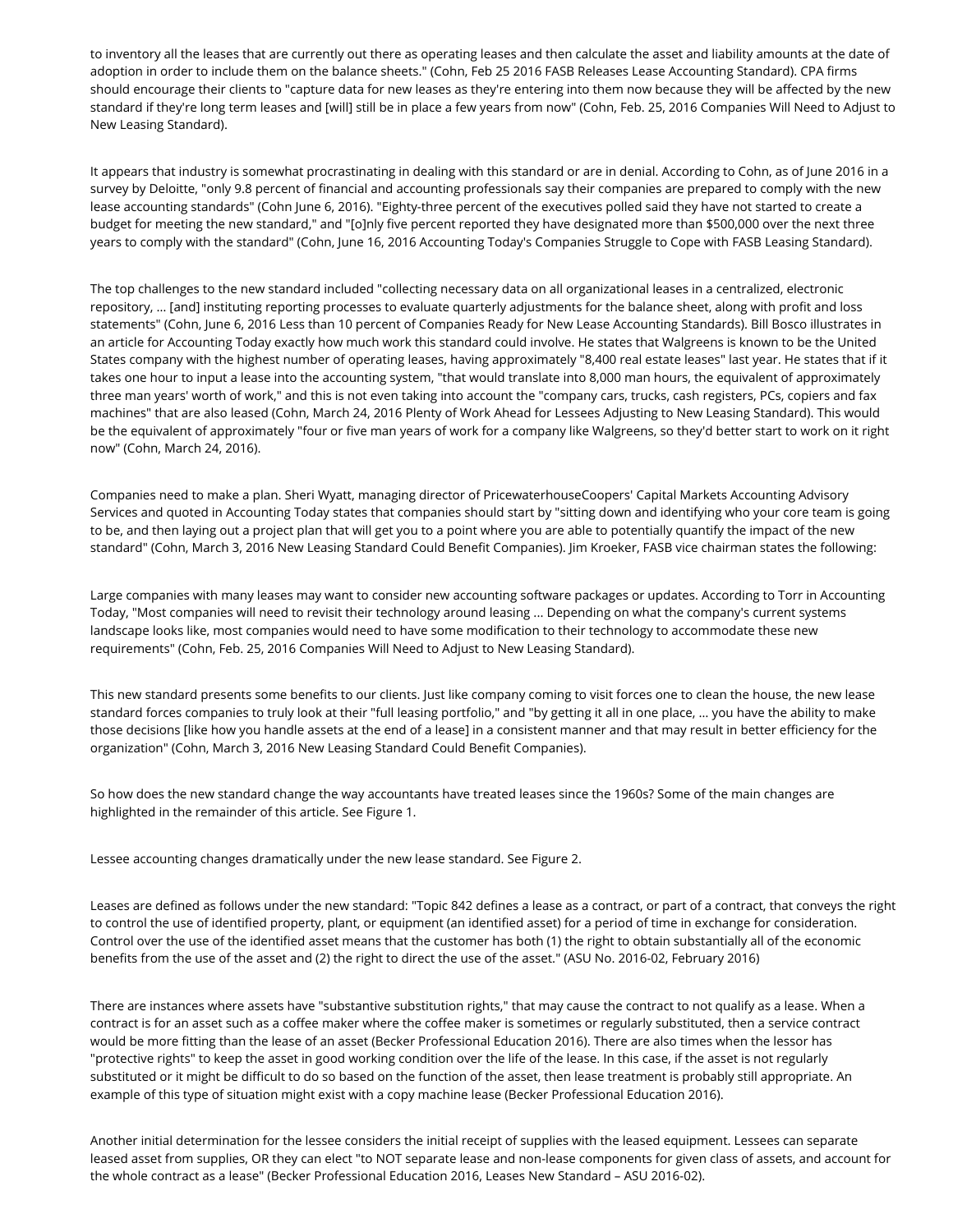to inventory all the leases that are currently out there as operating leases and then calculate the asset and liability amounts at the date of adoption in order to include them on the balance sheets." (Cohn, Feb 25 2016 FASB Releases Lease Accounting Standard). CPA firms should encourage their clients to "capture data for new leases as they're entering into them now because they will be affected by the new standard if they're long term leases and [will] still be in place a few years from now" (Cohn, Feb. 25, 2016 Companies Will Need to Adjust to New Leasing Standard).

It appears that industry is somewhat procrastinating in dealing with this standard or are in denial. According to Cohn, as of June 2016 in a survey by Deloitte, "only 9.8 percent of financial and accounting professionals say their companies are prepared to comply with the new lease accounting standards" (Cohn June 6, 2016). "Eighty-three percent of the executives polled said they have not started to create a budget for meeting the new standard," and "[o]nly five percent reported they have designated more than $500,000 over the next three years to comply with the standard" (Cohn, June 16, 2016 Accounting Today's Companies Struggle to Cope with FASB Leasing Standard).

The top challenges to the new standard included "collecting necessary data on all organizational leases in a centralized, electronic repository, ... [and] instituting reporting processes to evaluate quarterly adjustments for the balance sheet, along with profit and loss statements" (Cohn, June 6, 2016 Less than 10 percent of Companies Ready for New Lease Accounting Standards). Bill Bosco illustrates in an article for Accounting Today exactly how much work this standard could involve. He states that Walgreens is known to be the United States company with the highest number of operating leases, having approximately "8,400 real estate leases" last year. He states that if it takes one hour to input a lease into the accounting system, "that would translate into 8,000 man hours, the equivalent of approximately three man years' worth of work," and this is not even taking into account the "company cars, trucks, cash registers, PCs, copiers and fax machines" that are also leased (Cohn, March 24, 2016 Plenty of Work Ahead for Lessees Adjusting to New Leasing Standard). This would be the equivalent of approximately "four or five man years of work for a company like Walgreens, so they'd better start to work on it right now" (Cohn, March 24, 2016).

Companies need to make a plan. Sheri Wyatt, managing director of PricewaterhouseCoopers' Capital Markets Accounting Advisory Services and quoted in Accounting Today states that companies should start by "sitting down and identifying who your core team is going to be, and then laying out a project plan that will get you to a point where you are able to potentially quantify the impact of the new standard" (Cohn, March 3, 2016 New Leasing Standard Could Benefit Companies). Jim Kroeker, FASB vice chairman states the following:

Large companies with many leases may want to consider new accounting software packages or updates. According to Torr in Accounting Today, "Most companies will need to revisit their technology around leasing ... Depending on what the company's current systems landscape looks like, most companies would need to have some modification to their technology to accommodate these new requirements" (Cohn, Feb. 25, 2016 Companies Will Need to Adjust to New Leasing Standard).

This new standard presents some benefits to our clients. Just like company coming to visit forces one to clean the house, the new lease standard forces companies to truly look at their "full leasing portfolio," and "by getting it all in one place, ... you have the ability to make those decisions [like how you handle assets at the end of a lease] in a consistent manner and that may result in better efficiency for the organization" (Cohn, March 3, 2016 New Leasing Standard Could Benefit Companies).

So how does the new standard change the way accountants have treated leases since the 1960s? Some of the main changes are highlighted in the remainder of this article. See Figure 1.

Lessee accounting changes dramatically under the new lease standard. See Figure 2.

Leases are defined as follows under the new standard: "Topic 842 defines a lease as a contract, or part of a contract, that conveys the right to control the use of identified property, plant, or equipment (an identified asset) for a period of time in exchange for consideration. Control over the use of the identified asset means that the customer has both (1) the right to obtain substantially all of the economic benefits from the use of the asset and (2) the right to direct the use of the asset." (ASU No. 2016-02, February 2016)

There are instances where assets have "substantive substitution rights," that may cause the contract to not qualify as a lease. When a contract is for an asset such as a coffee maker where the coffee maker is sometimes or regularly substituted, then a service contract would be more fitting than the lease of an asset (Becker Professional Education 2016). There are also times when the lessor has "protective rights" to keep the asset in good working condition over the life of the lease. In this case, if the asset is not regularly substituted or it might be difficult to do so based on the function of the asset, then lease treatment is probably still appropriate. An example of this type of situation might exist with a copy machine lease (Becker Professional Education 2016).

Another initial determination for the lessee considers the initial receipt of supplies with the leased equipment. Lessees can separate leased asset from supplies, OR they can elect "to NOT separate lease and non-lease components for given class of assets, and account for the whole contract as a lease" (Becker Professional Education 2016, Leases New Standard – ASU 2016-02).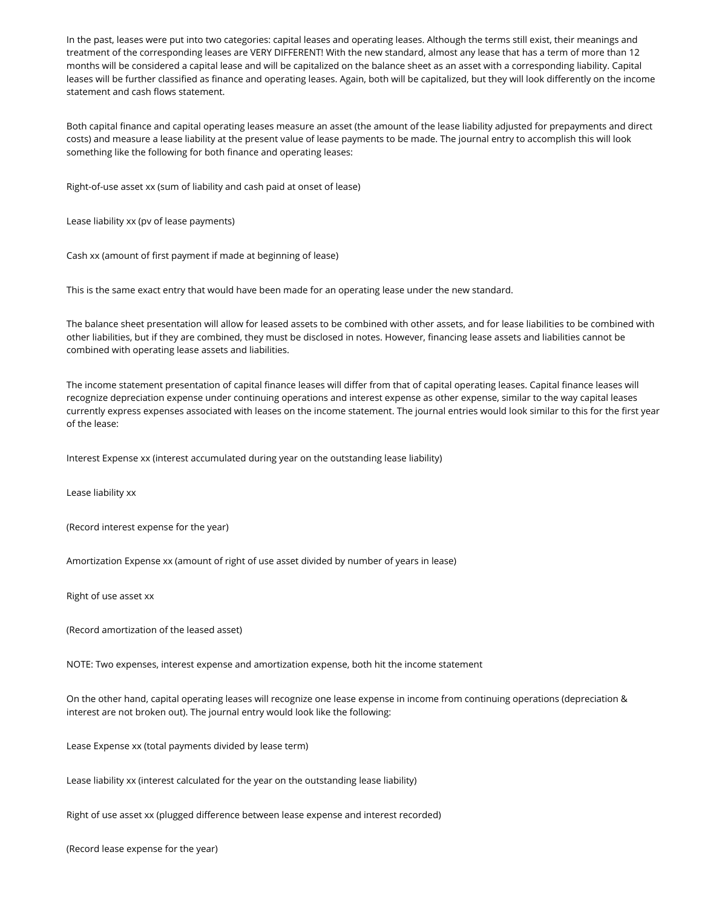In the past, leases were put into two categories: capital leases and operating leases. Although the terms still exist, their meanings and treatment of the corresponding leases are VERY DIFFERENT! With the new standard, almost any lease that has a term of more than 12 months will be considered a capital lease and will be capitalized on the balance sheet as an asset with a corresponding liability. Capital leases will be further classified as finance and operating leases. Again, both will be capitalized, but they will look differently on the income statement and cash flows statement.

Both capital finance and capital operating leases measure an asset (the amount of the lease liability adjusted for prepayments and direct costs) and measure a lease liability at the present value of lease payments to be made. The journal entry to accomplish this will look something like the following for both finance and operating leases:

Right-of-use asset xx (sum of liability and cash paid at onset of lease)

Lease liability xx (pv of lease payments)

Cash xx (amount of first payment if made at beginning of lease)

This is the same exact entry that would have been made for an operating lease under the new standard.

The balance sheet presentation will allow for leased assets to be combined with other assets, and for lease liabilities to be combined with other liabilities, but if they are combined, they must be disclosed in notes. However, financing lease assets and liabilities cannot be combined with operating lease assets and liabilities.

The income statement presentation of capital finance leases will differ from that of capital operating leases. Capital finance leases will recognize depreciation expense under continuing operations and interest expense as other expense, similar to the way capital leases currently express expenses associated with leases on the income statement. The journal entries would look similar to this for the first year of the lease:

Interest Expense xx (interest accumulated during year on the outstanding lease liability)

Lease liability xx

(Record interest expense for the year)

Amortization Expense xx (amount of right of use asset divided by number of years in lease)

Right of use asset xx

(Record amortization of the leased asset)

NOTE: Two expenses, interest expense and amortization expense, both hit the income statement

On the other hand, capital operating leases will recognize one lease expense in income from continuing operations (depreciation & interest are not broken out). The journal entry would look like the following:

Lease Expense xx (total payments divided by lease term)

Lease liability xx (interest calculated for the year on the outstanding lease liability)

Right of use asset xx (plugged difference between lease expense and interest recorded)

(Record lease expense for the year)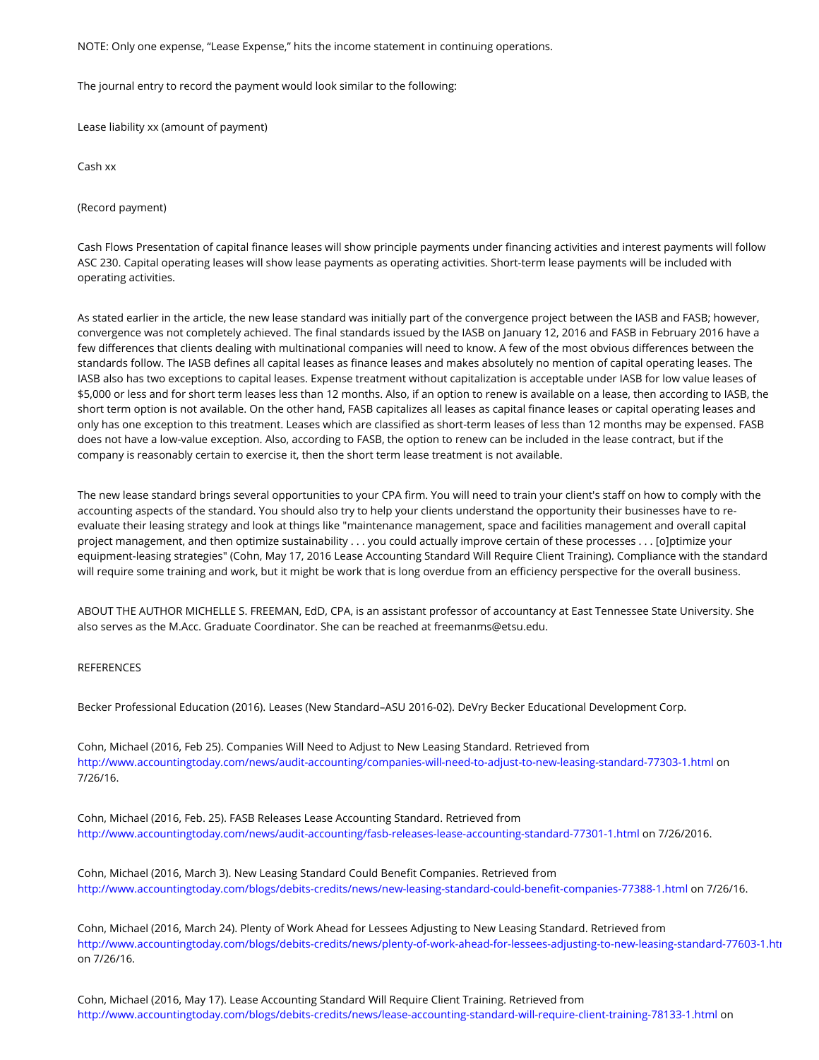NOTE: Only one expense, "Lease Expense," hits the income statement in continuing operations.

The journal entry to record the payment would look similar to the following:

Lease liability xx (amount of payment)

Cash xx

(Record payment)

Cash Flows Presentation of capital finance leases will show principle payments under financing activities and interest payments will follow ASC 230. Capital operating leases will show lease payments as operating activities. Short-term lease payments will be included with operating activities.

As stated earlier in the article, the new lease standard was initially part of the convergence project between the IASB and FASB; however, convergence was not completely achieved. The final standards issued by the IASB on January 12, 2016 and FASB in February 2016 have a few differences that clients dealing with multinational companies will need to know. A few of the most obvious differences between the standards follow. The IASB defines all capital leases as finance leases and makes absolutely no mention of capital operating leases. The IASB also has two exceptions to capital leases. Expense treatment without capitalization is acceptable under IASB for low value leases of $5,000 or less and for short term leases less than 12 months. Also, if an option to renew is available on a lease, then according to IASB, the short term option is not available. On the other hand, FASB capitalizes all leases as capital finance leases or capital operating leases and only has one exception to this treatment. Leases which are classified as short-term leases of less than 12 months may be expensed. FASB does not have a low-value exception. Also, according to FASB, the option to renew can be included in the lease contract, but if the company is reasonably certain to exercise it, then the short term lease treatment is not available.

The new lease standard brings several opportunities to your CPA firm. You will need to train your client's staff on how to comply with the accounting aspects of the standard. You should also try to help your clients understand the opportunity their businesses have to re-evaluate their leasing strategy and look at things like "maintenance management, space and facilities management and overall capital project management, and then optimize sustainability . . . you could actually improve certain of these processes . . . [o]ptimize your equipment-leasing strategies" (Cohn, May 17, 2016 Lease Accounting Standard Will Require Client Training). Compliance with the standard will require some training and work, but it might be work that is long overdue from an efficiency perspective for the overall business.

ABOUT THE AUTHOR MICHELLE S. FREEMAN, EdD, CPA, is an assistant professor of accountancy at East Tennessee State University. She also serves as the M.Acc. Graduate Coordinator. She can be reached at freemanms@etsu.edu.

REFERENCES

Becker Professional Education (2016). Leases (New Standard–ASU 2016-02). DeVry Becker Educational Development Corp.

Cohn, Michael (2016, Feb 25). Companies Will Need to Adjust to New Leasing Standard. Retrieved from http://www.accountingtoday.com/news/audit-accounting/companies-will-need-to-adjust-to-new-leasing-standard-77303-1.html on 7/26/16.

Cohn, Michael (2016, Feb. 25). FASB Releases Lease Accounting Standard. Retrieved from http://www.accountingtoday.com/news/audit-accounting/fasb-releases-lease-accounting-standard-77301-1.html on 7/26/2016.

Cohn, Michael (2016, March 3). New Leasing Standard Could Benefit Companies. Retrieved from http://www.accountingtoday.com/blogs/debits-credits/news/new-leasing-standard-could-benefit-companies-77388-1.html on 7/26/16.

Cohn, Michael (2016, March 24). Plenty of Work Ahead for Lessees Adjusting to New Leasing Standard. Retrieved from http://www.accountingtoday.com/blogs/debits-credits/news/plenty-of-work-ahead-for-lessees-adjusting-to-new-leasing-standard-77603-1.html on 7/26/16.

Cohn, Michael (2016, May 17). Lease Accounting Standard Will Require Client Training. Retrieved from http://www.accountingtoday.com/blogs/debits-credits/news/lease-accounting-standard-will-require-client-training-78133-1.html on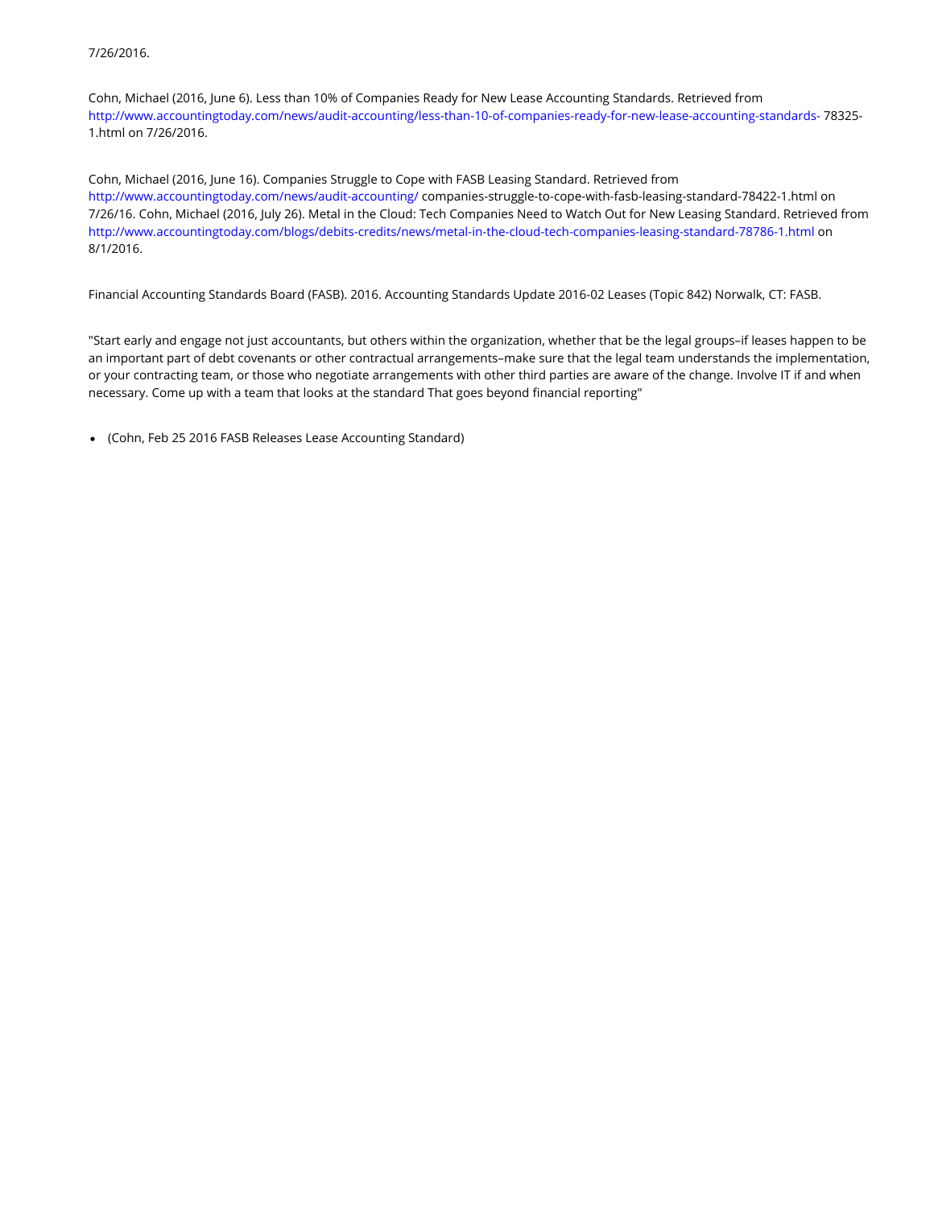7/26/2016.

Cohn, Michael (2016, June 6). Less than 10% of Companies Ready for New Lease Accounting Standards. Retrieved from http://www.accountingtoday.com/news/audit-accounting/less-than-10-of-companies-ready-for-new-lease-accounting-standards- 78325-1.html on 7/26/2016.

Cohn, Michael (2016, June 16). Companies Struggle to Cope with FASB Leasing Standard. Retrieved from http://www.accountingtoday.com/news/audit-accounting/ companies-struggle-to-cope-with-fasb-leasing-standard-78422-1.html on 7/26/16. Cohn, Michael (2016, July 26). Metal in the Cloud: Tech Companies Need to Watch Out for New Leasing Standard. Retrieved from http://www.accountingtoday.com/blogs/debits-credits/news/metal-in-the-cloud-tech-companies-leasing-standard-78786-1.html on 8/1/2016.

Financial Accounting Standards Board (FASB). 2016. Accounting Standards Update 2016-02 Leases (Topic 842) Norwalk, CT: FASB.

"Start early and engage not just accountants, but others within the organization, whether that be the legal groups–if leases happen to be an important part of debt covenants or other contractual arrangements–make sure that the legal team understands the implementation, or your contracting team, or those who negotiate arrangements with other third parties are aware of the change. Involve IT if and when necessary. Come up with a team that looks at the standard That goes beyond financial reporting"

- (Cohn, Feb 25 2016 FASB Releases Lease Accounting Standard)